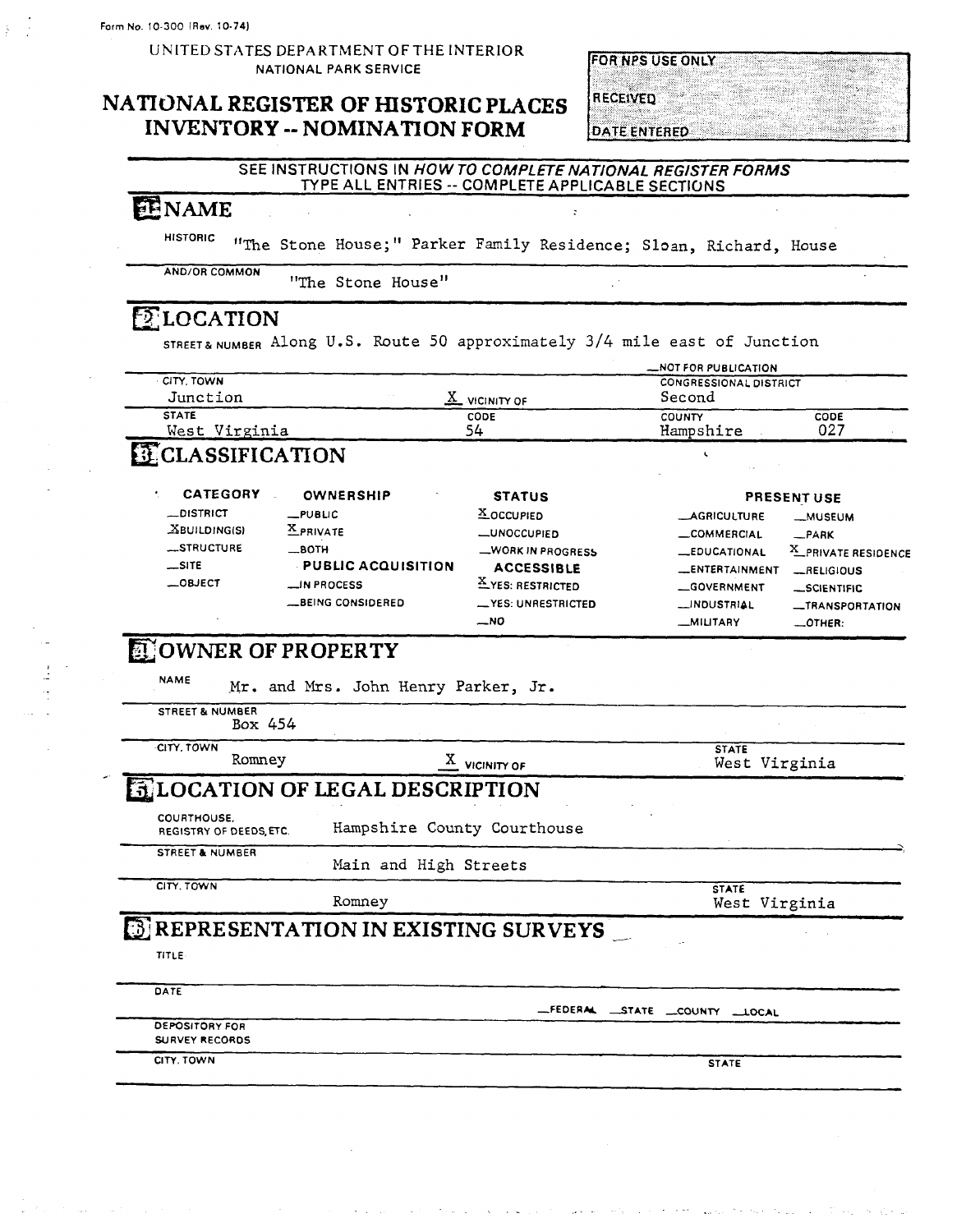Form No. 10-300 (Rev. 10-74)

UNITED STATES DEPARTMENT OF THE INTERIOR
NATIONAL PARK SERVICE

# NATIONAL REGISTER OF HISTORIC PLACES INVENTORY -- NOMINATION FORM

FOR NPS USE ONLY
RECEIVED
DATE ENTERED

SEE INSTRUCTIONS IN *HOW TO COMPLETE NATIONAL REGISTER FORMS*
TYPE ALL ENTRIES -- COMPLETE APPLICABLE SECTIONS

## 1 NAME

HISTORIC "The Stone House;" Parker Family Residence; Sloan, Richard, House

AND/OR COMMON "The Stone House"

## 2 LOCATION

STREET & NUMBER Along U.S. Route 50 approximately 3/4 mile east of Junction

__NOT FOR PUBLICATION

| CITY, TOWN | | CONGRESSIONAL DISTRICT | |
|---|---|---|---|
| Junction | X VICINITY OF | Second | |
| STATE | CODE | COUNTY | CODE |
| West Virginia | 54 | Hampshire | 027 |

## 3 CLASSIFICATION

| CATEGORY | OWNERSHIP | STATUS | PRESENT USE | |
|---|---|---|---|---|
| __DISTRICT | __PUBLIC | X OCCUPIED | __AGRICULTURE | __MUSEUM |
| X BUILDING(S) | X PRIVATE | __UNOCCUPIED | __COMMERCIAL | __PARK |
| __STRUCTURE | __BOTH | __WORK IN PROGRESS | __EDUCATIONAL | X PRIVATE RESIDENCE |
| __SITE | **PUBLIC ACQUISITION** | **ACCESSIBLE** | __ENTERTAINMENT | __RELIGIOUS |
| __OBJECT | __IN PROCESS | X YES: RESTRICTED | __GOVERNMENT | __SCIENTIFIC |
| | __BEING CONSIDERED | __YES: UNRESTRICTED | __INDUSTRIAL | __TRANSPORTATION |
| | | __NO | __MILITARY | __OTHER: |

## 4 OWNER OF PROPERTY

NAME Mr. and Mrs. John Henry Parker, Jr.

STREET & NUMBER Box 454

| CITY, TOWN | | STATE |
|---|---|---|
| Romney | X VICINITY OF | West Virginia |

## 5 LOCATION OF LEGAL DESCRIPTION

COURTHOUSE, REGISTRY OF DEEDS, ETC. Hampshire County Courthouse

STREET & NUMBER Main and High Streets

| CITY, TOWN | STATE |
|---|---|
| Romney | West Virginia |

## 6 REPRESENTATION IN EXISTING SURVEYS

TITLE

DATE __FEDERAL __STATE __COUNTY __LOCAL

DEPOSITORY FOR SURVEY RECORDS

CITY, TOWN STATE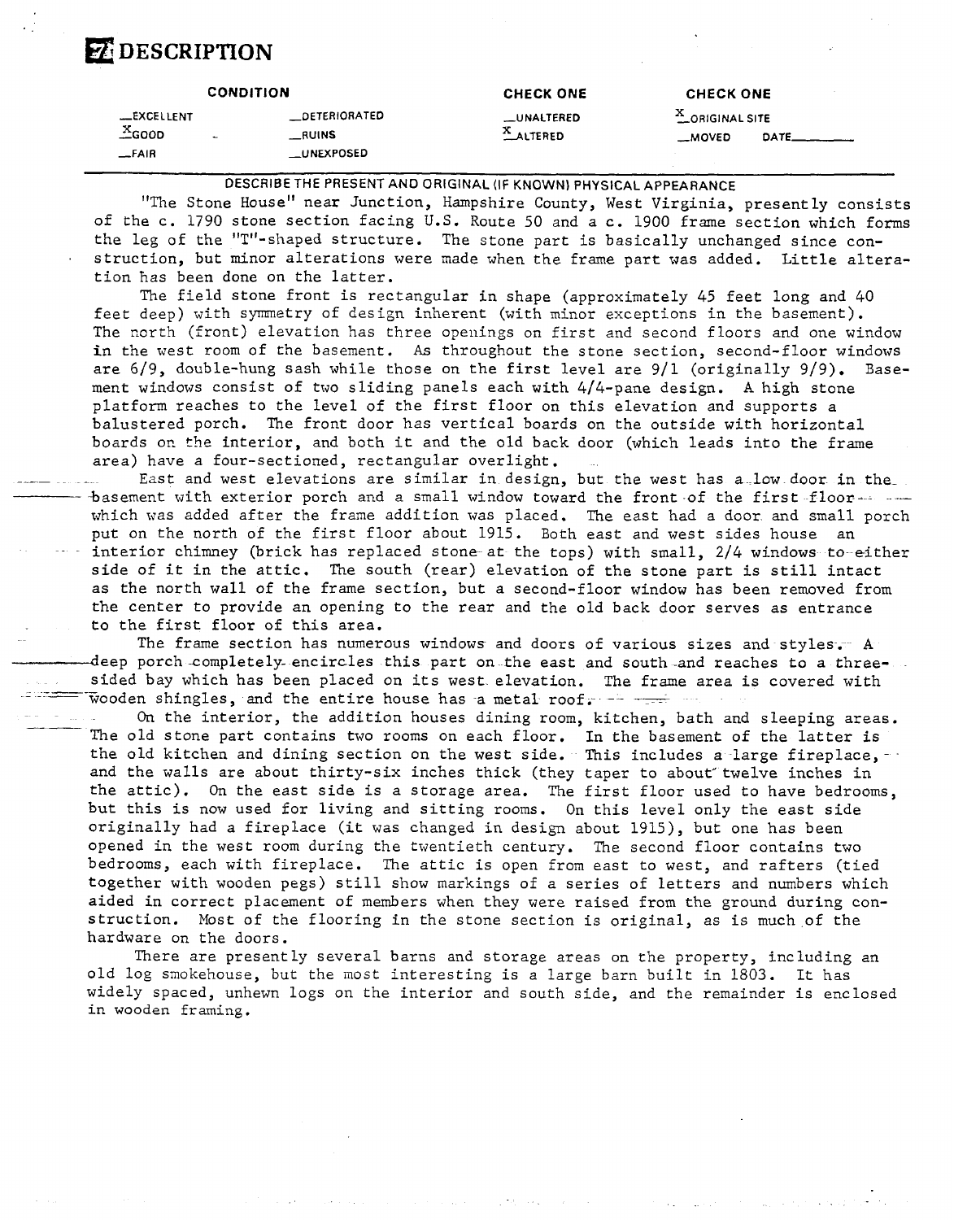# 7 DESCRIPTION

| CONDITION | | CHECK ONE | CHECK ONE |
| --- | --- | --- | --- |
| __EXCELLENT | __DETERIORATED | __UNALTERED | X ORIGINAL SITE |
| X GOOD | __RUINS | X ALTERED | __MOVED DATE______ |
| __FAIR | __UNEXPOSED | | |

DESCRIBE THE PRESENT AND ORIGINAL (IF KNOWN) PHYSICAL APPEARANCE

"The Stone House" near Junction, Hampshire County, West Virginia, presently consists of the c. 1790 stone section facing U.S. Route 50 and a c. 1900 frame section which forms the leg of the "T"-shaped structure. The stone part is basically unchanged since construction, but minor alterations were made when the frame part was added. Little alteration has been done on the latter.

The field stone front is rectangular in shape (approximately 45 feet long and 40 feet deep) with symmetry of design inherent (with minor exceptions in the basement). The north (front) elevation has three openings on first and second floors and one window in the west room of the basement. As throughout the stone section, second-floor windows are 6/9, double-hung sash while those on the first level are 9/1 (originally 9/9). Basement windows consist of two sliding panels each with 4/4-pane design. A high stone platform reaches to the level of the first floor on this elevation and supports a balustered porch. The front door has vertical boards on the outside with horizontal boards on the interior, and both it and the old back door (which leads into the frame area) have a four-sectioned, rectangular overlight.

East and west elevations are similar in design, but the west has a low door in the basement with exterior porch and a small window toward the front of the first floor which was added after the frame addition was placed. The east had a door and small porch put on the north of the first floor about 1915. Both east and west sides house an interior chimney (brick has replaced stone at the tops) with small, 2/4 windows to either side of it in the attic. The south (rear) elevation of the stone part is still intact as the north wall of the frame section, but a second-floor window has been removed from the center to provide an opening to the rear and the old back door serves as entrance to the first floor of this area.

The frame section has numerous windows and doors of various sizes and styles. A deep porch completely encircles this part on the east and south and reaches to a three-sided bay which has been placed on its west elevation. The frame area is covered with wooden shingles, and the entire house has a metal roof.

On the interior, the addition houses dining room, kitchen, bath and sleeping areas. The old stone part contains two rooms on each floor. In the basement of the latter is the old kitchen and dining section on the west side. This includes a large fireplace, and the walls are about thirty-six inches thick (they taper to about twelve inches in the attic). On the east side is a storage area. The first floor used to have bedrooms, but this is now used for living and sitting rooms. On this level only the east side originally had a fireplace (it was changed in design about 1915), but one has been opened in the west room during the twentieth century. The second floor contains two bedrooms, each with fireplace. The attic is open from east to west, and rafters (tied together with wooden pegs) still show markings of a series of letters and numbers which aided in correct placement of members when they were raised from the ground during construction. Most of the flooring in the stone section is original, as is much of the hardware on the doors.

There are presently several barns and storage areas on the property, including an old log smokehouse, but the most interesting is a large barn built in 1803. It has widely spaced, unhewn logs on the interior and south side, and the remainder is enclosed in wooden framing.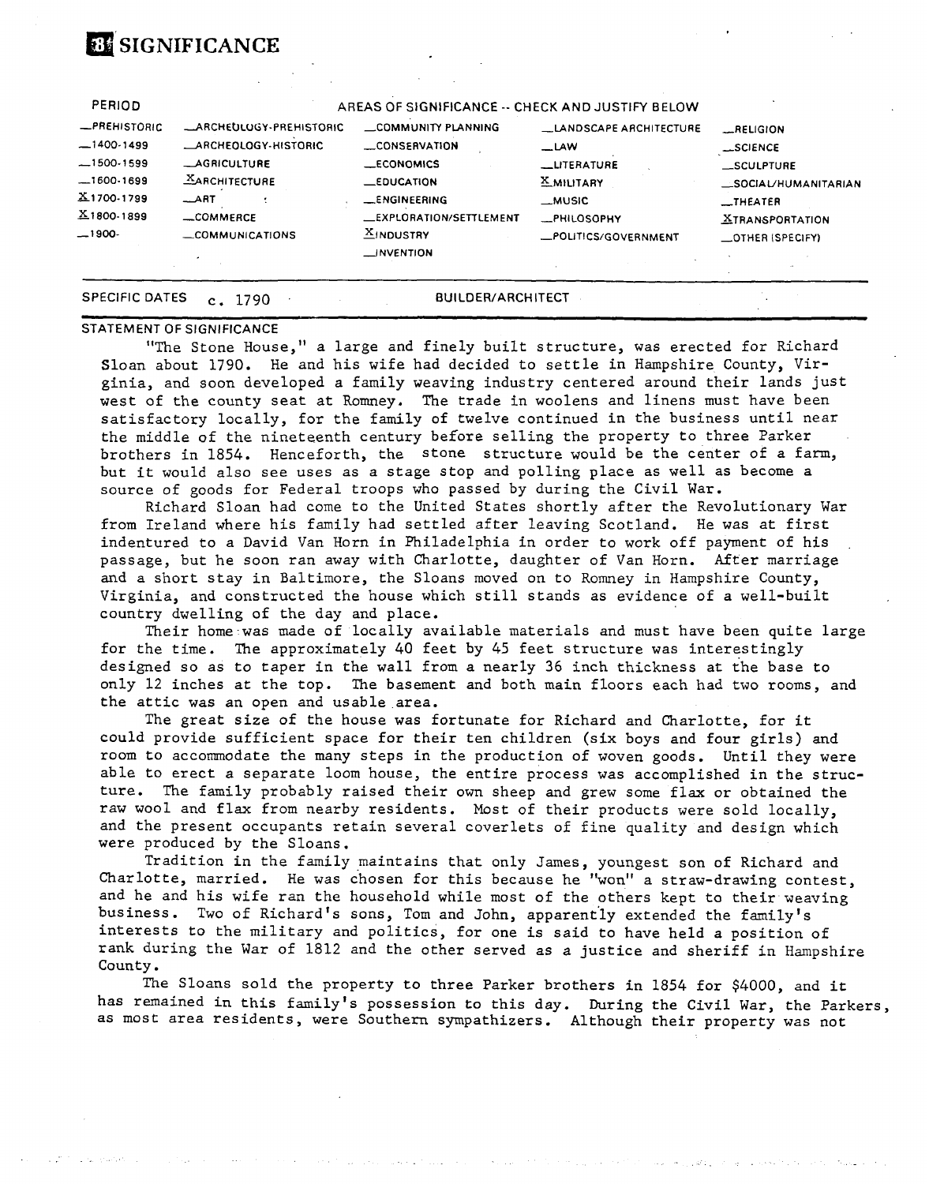## 8 SIGNIFICANCE

| PERIOD | AREAS OF SIGNIFICANCE -- CHECK AND JUSTIFY BELOW | | | |
|---|---|---|---|---|
| _PREHISTORIC | _ARCHEOLOGY-PREHISTORIC | _COMMUNITY PLANNING | _LANDSCAPE ARCHITECTURE | _RELIGION |
| _1400-1499 | _ARCHEOLOGY-HISTORIC | _CONSERVATION | _LAW | _SCIENCE |
| _1500-1599 | _AGRICULTURE | _ECONOMICS | _LITERATURE | _SCULPTURE |
| _1600-1699 | X ARCHITECTURE | _EDUCATION | X MILITARY | _SOCIAL/HUMANITARIAN |
| X 1700-1799 | _ART | _ENGINEERING | _MUSIC | _THEATER |
| X 1800-1899 | _COMMERCE | _EXPLORATION/SETTLEMENT | _PHILOSOPHY | X TRANSPORTATION |
| _1900- | _COMMUNICATIONS | X INDUSTRY | _POLITICS/GOVERNMENT | _OTHER (SPECIFY) |
| | | _INVENTION | | |

SPECIFIC DATES c. 1790 BUILDER/ARCHITECT

STATEMENT OF SIGNIFICANCE

"The Stone House," a large and finely built structure, was erected for Richard Sloan about 1790. He and his wife had decided to settle in Hampshire County, Virginia, and soon developed a family weaving industry centered around their lands just west of the county seat at Romney. The trade in woolens and linens must have been satisfactory locally, for the family of twelve continued in the business until near the middle of the nineteenth century before selling the property to three Parker brothers in 1854. Henceforth, the stone structure would be the center of a farm, but it would also see uses as a stage stop and polling place as well as become a source of goods for Federal troops who passed by during the Civil War.

Richard Sloan had come to the United States shortly after the Revolutionary War from Ireland where his family had settled after leaving Scotland. He was at first indentured to a David Van Horn in Philadelphia in order to work off payment of his passage, but he soon ran away with Charlotte, daughter of Van Horn. After marriage and a short stay in Baltimore, the Sloans moved on to Romney in Hampshire County, Virginia, and constructed the house which still stands as evidence of a well-built country dwelling of the day and place.

Their home was made of locally available materials and must have been quite large for the time. The approximately 40 feet by 45 feet structure was interestingly designed so as to taper in the wall from a nearly 36 inch thickness at the base to only 12 inches at the top. The basement and both main floors each had two rooms, and the attic was an open and usable area.

The great size of the house was fortunate for Richard and Charlotte, for it could provide sufficient space for their ten children (six boys and four girls) and room to accommodate the many steps in the production of woven goods. Until they were able to erect a separate loom house, the entire process was accomplished in the structure. The family probably raised their own sheep and grew some flax or obtained the raw wool and flax from nearby residents. Most of their products were sold locally, and the present occupants retain several coverlets of fine quality and design which were produced by the Sloans.

Tradition in the family maintains that only James, youngest son of Richard and Charlotte, married. He was chosen for this because he "won" a straw-drawing contest, and he and his wife ran the household while most of the others kept to their weaving business. Two of Richard's sons, Tom and John, apparently extended the family's interests to the military and politics, for one is said to have held a position of rank during the War of 1812 and the other served as a justice and sheriff in Hampshire County.

The Sloans sold the property to three Parker brothers in 1854 for $4000, and it has remained in this family's possession to this day. During the Civil War, the Parkers, as most area residents, were Southern sympathizers. Although their property was not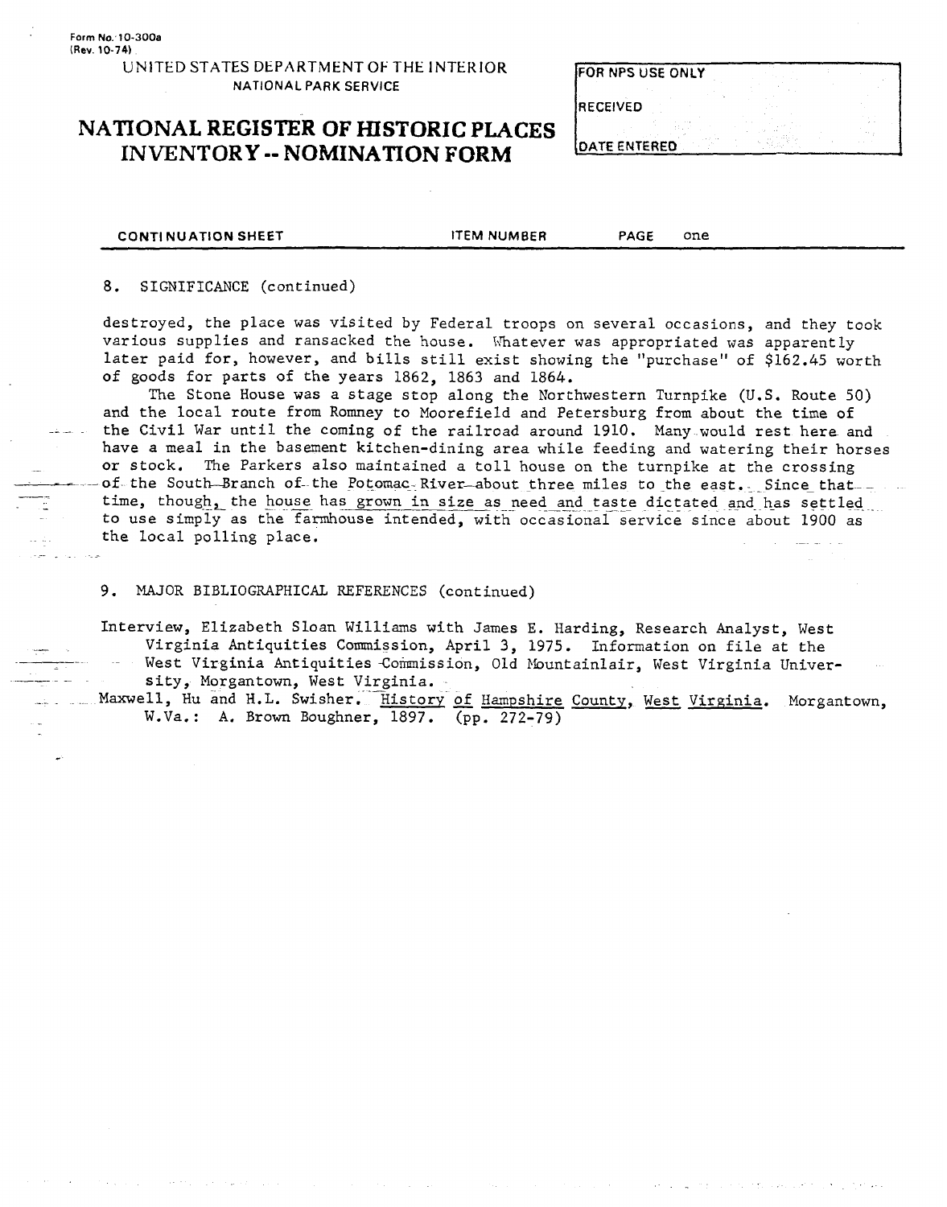Form No. 10-300a
(Rev. 10-74)

UNITED STATES DEPARTMENT OF THE INTERIOR
NATIONAL PARK SERVICE

# NATIONAL REGISTER OF HISTORIC PLACES INVENTORY -- NOMINATION FORM

| FOR NPS USE ONLY |
| --- |
| RECEIVED |
| DATE ENTERED |

CONTINUATION SHEET | ITEM NUMBER | PAGE one

8. SIGNIFICANCE (continued)

destroyed, the place was visited by Federal troops on several occasions, and they took various supplies and ransacked the house. Whatever was appropriated was apparently later paid for, however, and bills still exist showing the "purchase" of $162.45 worth of goods for parts of the years 1862, 1863 and 1864.

The Stone House was a stage stop along the Northwestern Turnpike (U.S. Route 50) and the local route from Romney to Moorefield and Petersburg from about the time of the Civil War until the coming of the railroad around 1910. Many would rest here and have a meal in the basement kitchen-dining area while feeding and watering their horses or stock. The Parkers also maintained a toll house on the turnpike at the crossing of the South Branch of the Potomac River about three miles to the east. Since that time, though, the house has grown in size as need and taste dictated and has settled to use simply as the farmhouse intended, with occasional service since about 1900 as the local polling place.

9. MAJOR BIBLIOGRAPHICAL REFERENCES (continued)

Interview, Elizabeth Sloan Williams with James E. Harding, Research Analyst, West Virginia Antiquities Commission, April 3, 1975. Information on file at the West Virginia Antiquities Commission, Old Mountainlair, West Virginia University, Morgantown, West Virginia.

Maxwell, Hu and H.L. Swisher. History of Hampshire County, West Virginia. Morgantown, W.Va.: A. Brown Boughner, 1897. (pp. 272-79)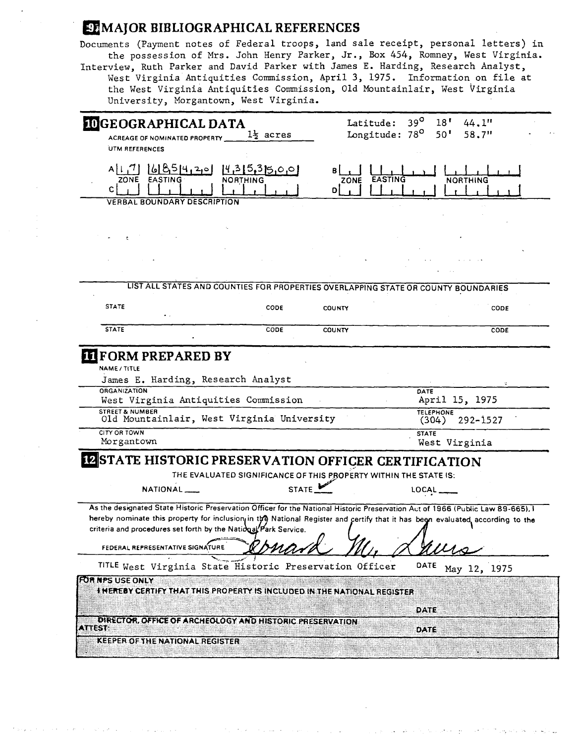## 9 MAJOR BIBLIOGRAPHICAL REFERENCES

Documents (Payment notes of Federal troops, land sale receipt, personal letters) in the possession of Mrs. John Henry Parker, Jr., Box 454, Romney, West Virginia.

Interview, Ruth Parker and David Parker with James E. Harding, Research Analyst, West Virginia Antiquities Commission, April 3, 1975. Information on file at the West Virginia Antiquities Commission, Old Mountainlair, West Virginia University, Morgantown, West Virginia.

## 10 GEOGRAPHICAL DATA

ACREAGE OF NOMINATED PROPERTY 1½ acres

Latitude: 39° 18' 44.1"
Longitude: 78° 50' 58.7"

UTM REFERENCES

| | ZONE | EASTING | NORTHING |
|---|---|---|---|
| A | 17 | 685420 | 4353500 |
| B | | | |
| C | | | |
| D | | | |

VERBAL BOUNDARY DESCRIPTION

LIST ALL STATES AND COUNTIES FOR PROPERTIES OVERLAPPING STATE OR COUNTY BOUNDARIES

| STATE | CODE | COUNTY | CODE |
|---|---|---|---|
| STATE | CODE | COUNTY | CODE |

## 11 FORM PREPARED BY

NAME / TITLE
James E. Harding, Research Analyst

ORGANIZATION
West Virginia Antiquities Commission

DATE
April 15, 1975

STREET & NUMBER
Old Mountainlair, West Virginia University

TELEPHONE
(304) 292-1527

CITY OR TOWN
Morgantown

STATE
West Virginia

## 12 STATE HISTORIC PRESERVATION OFFICER CERTIFICATION

THE EVALUATED SIGNIFICANCE OF THIS PROPERTY WITHIN THE STATE IS:

NATIONAL ___ STATE ✓ LOCAL ___

As the designated State Historic Preservation Officer for the National Historic Preservation Act of 1966 (Public Law 89-665), I hereby nominate this property for inclusion in the National Register and certify that it has been evaluated according to the criteria and procedures set forth by the National Park Service.

FEDERAL REPRESENTATIVE SIGNATURE Leonard M. Davis

TITLE West Virginia State Historic Preservation Officer DATE May 12, 1975

FOR NPS USE ONLY

I HEREBY CERTIFY THAT THIS PROPERTY IS INCLUDED IN THE NATIONAL REGISTER

DATE

DIRECTOR, OFFICE OF ARCHEOLOGY AND HISTORIC PRESERVATION

ATTEST: DATE

KEEPER OF THE NATIONAL REGISTER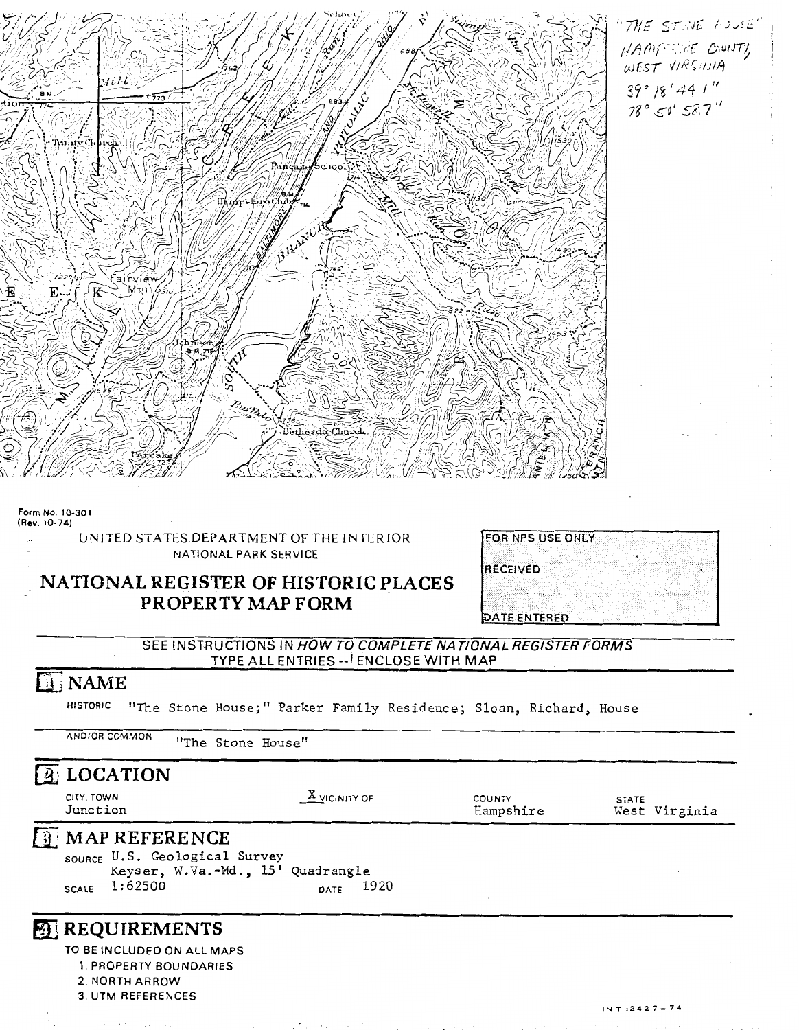"THE STONE HOUSE"
HAMPSHIRE COUNTY,
WEST VIRGINIA
39° 18' 44.1"
78° 50' 58.7"

Form No. 10-301
(Rev. 10-74)

UNITED STATES DEPARTMENT OF THE INTERIOR
NATIONAL PARK SERVICE

# NATIONAL REGISTER OF HISTORIC PLACES PROPERTY MAP FORM

FOR NPS USE ONLY

RECEIVED

DATE ENTERED

SEE INSTRUCTIONS IN *HOW TO COMPLETE NATIONAL REGISTER FORMS*
TYPE ALL ENTRIES -- ENCLOSE WITH MAP

## 1 NAME

HISTORIC "The Stone House;" Parker Family Residence; Sloan, Richard, House

AND/OR COMMON "The Stone House"

## 2 LOCATION

| CITY, TOWN | | COUNTY | STATE |
|---|---|---|---|
| Junction | X VICINITY OF | Hampshire | West Virginia |

## 3 MAP REFERENCE

SOURCE U.S. Geological Survey
Keyser, W.Va.-Md., 15' Quadrangle

SCALE 1:62500 DATE 1920

## 4 REQUIREMENTS

TO BE INCLUDED ON ALL MAPS

1. PROPERTY BOUNDARIES
2. NORTH ARROW
3. UTM REFERENCES

INT :2427-74